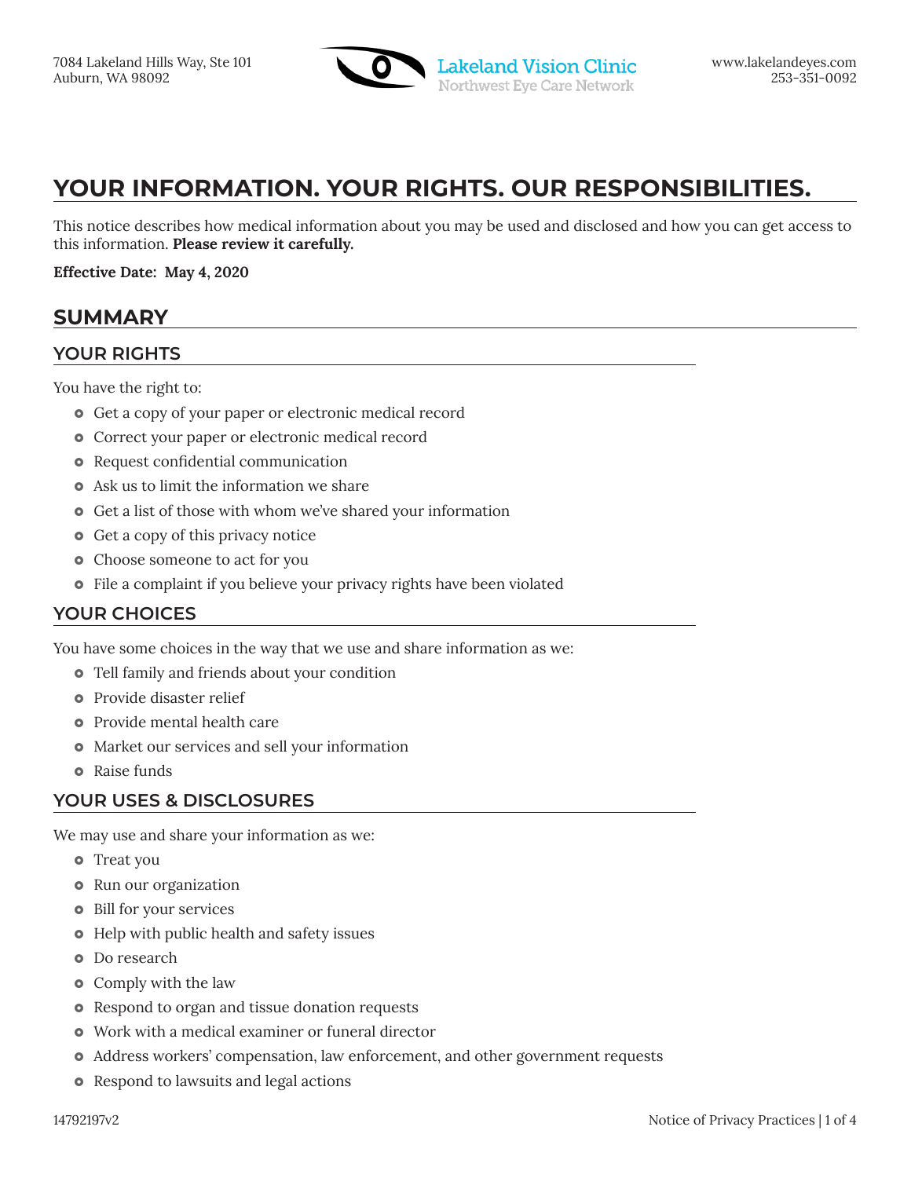7084 Lakeland Hills Way, Ste 101
Auburn, WA 98092

Lakeland Vision Clinic
Northwest Eye Care Network

www.lakelandeyes.com
253-351-0092

# YOUR INFORMATION. YOUR RIGHTS. OUR RESPONSIBILITIES.

This notice describes how medical information about you may be used and disclosed and how you can get access to this information. **Please review it carefully.**

**Effective Date: May 4, 2020**

## SUMMARY

### YOUR RIGHTS

You have the right to:

- Get a copy of your paper or electronic medical record
- Correct your paper or electronic medical record
- Request confidential communication
- Ask us to limit the information we share
- Get a list of those with whom we've shared your information
- Get a copy of this privacy notice
- Choose someone to act for you
- File a complaint if you believe your privacy rights have been violated

### YOUR CHOICES

You have some choices in the way that we use and share information as we:

- Tell family and friends about your condition
- Provide disaster relief
- Provide mental health care
- Market our services and sell your information
- Raise funds

### YOUR USES & DISCLOSURES

We may use and share your information as we:

- Treat you
- Run our organization
- Bill for your services
- Help with public health and safety issues
- Do research
- Comply with the law
- Respond to organ and tissue donation requests
- Work with a medical examiner or funeral director
- Address workers' compensation, law enforcement, and other government requests
- Respond to lawsuits and legal actions

14792197v2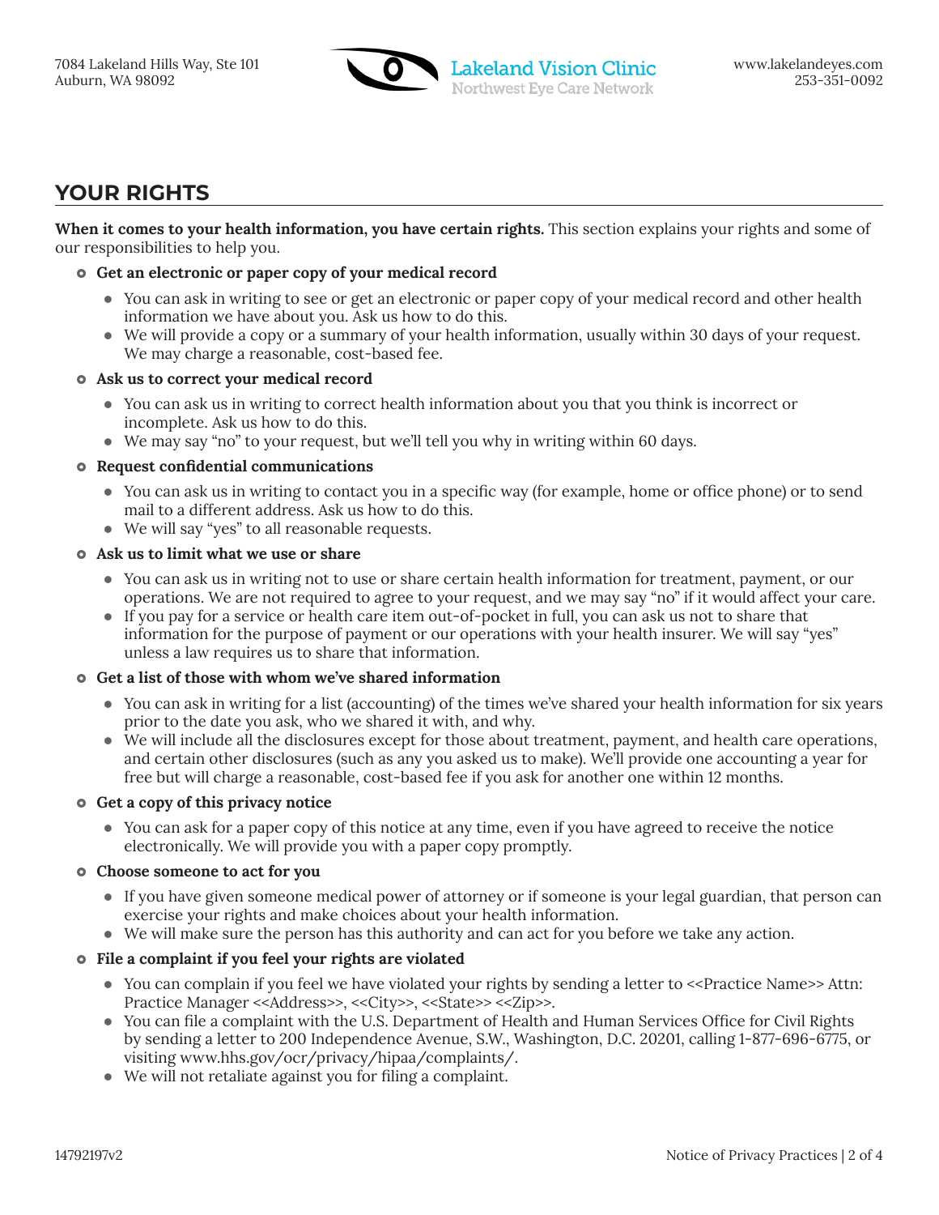## YOUR RIGHTS

**When it comes to your health information, you have certain rights.** This section explains your rights and some of our responsibilities to help you.

- **Get an electronic or paper copy of your medical record**
  - You can ask in writing to see or get an electronic or paper copy of your medical record and other health information we have about you. Ask us how to do this.
  - We will provide a copy or a summary of your health information, usually within 30 days of your request. We may charge a reasonable, cost-based fee.
- **Ask us to correct your medical record**
  - You can ask us in writing to correct health information about you that you think is incorrect or incomplete. Ask us how to do this.
  - We may say "no" to your request, but we'll tell you why in writing within 60 days.
- **Request confidential communications**
  - You can ask us in writing to contact you in a specific way (for example, home or office phone) or to send mail to a different address. Ask us how to do this.
  - We will say "yes" to all reasonable requests.
- **Ask us to limit what we use or share**
  - You can ask us in writing not to use or share certain health information for treatment, payment, or our operations. We are not required to agree to your request, and we may say "no" if it would affect your care.
  - If you pay for a service or health care item out-of-pocket in full, you can ask us not to share that information for the purpose of payment or our operations with your health insurer. We will say "yes" unless a law requires us to share that information.
- **Get a list of those with whom we've shared information**
  - You can ask in writing for a list (accounting) of the times we've shared your health information for six years prior to the date you ask, who we shared it with, and why.
  - We will include all the disclosures except for those about treatment, payment, and health care operations, and certain other disclosures (such as any you asked us to make). We'll provide one accounting a year for free but will charge a reasonable, cost-based fee if you ask for another one within 12 months.
- **Get a copy of this privacy notice**
  - You can ask for a paper copy of this notice at any time, even if you have agreed to receive the notice electronically. We will provide you with a paper copy promptly.
- **Choose someone to act for you**
  - If you have given someone medical power of attorney or if someone is your legal guardian, that person can exercise your rights and make choices about your health information.
  - We will make sure the person has this authority and can act for you before we take any action.
- **File a complaint if you feel your rights are violated**
  - You can complain if you feel we have violated your rights by sending a letter to <<Practice Name>> Attn: Practice Manager <<Address>>, <<City>>, <<State>> <<Zip>>.
  - You can file a complaint with the U.S. Department of Health and Human Services Office for Civil Rights by sending a letter to 200 Independence Avenue, S.W., Washington, D.C. 20201, calling 1-877-696-6775, or visiting www.hhs.gov/ocr/privacy/hipaa/complaints/.
  - We will not retaliate against you for filing a complaint.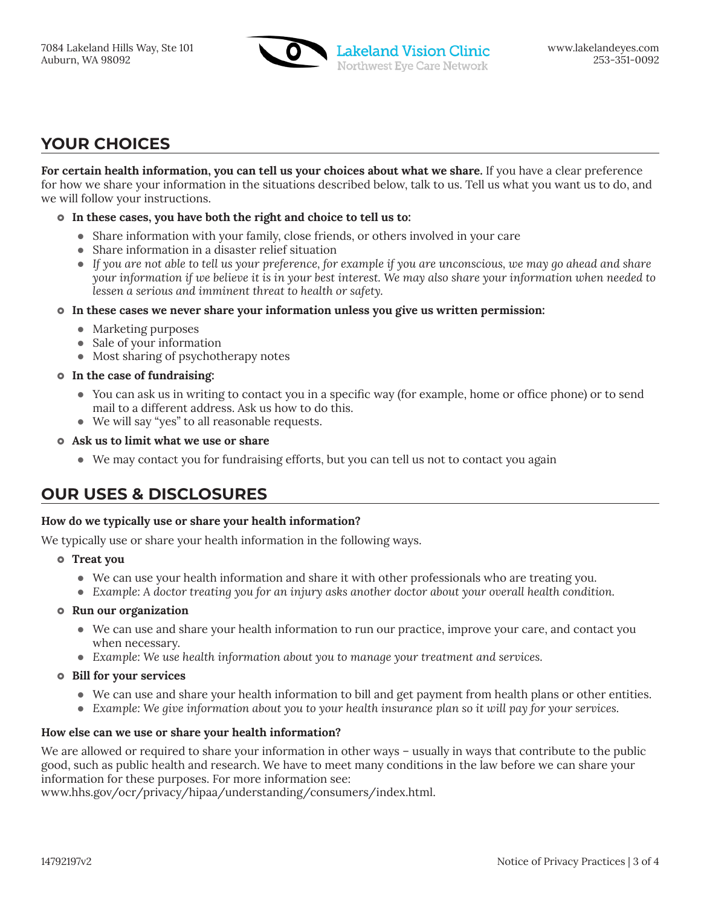## YOUR CHOICES

**For certain health information, you can tell us your choices about what we share.** If you have a clear preference for how we share your information in the situations described below, talk to us. Tell us what you want us to do, and we will follow your instructions.

- **In these cases, you have both the right and choice to tell us to:**
  - Share information with your family, close friends, or others involved in your care
  - Share information in a disaster relief situation
  - *If you are not able to tell us your preference, for example if you are unconscious, we may go ahead and share your information if we believe it is in your best interest. We may also share your information when needed to lessen a serious and imminent threat to health or safety.*
- **In these cases we never share your information unless you give us written permission:**
  - Marketing purposes
  - Sale of your information
  - Most sharing of psychotherapy notes
- **In the case of fundraising:**
  - You can ask us in writing to contact you in a specific way (for example, home or office phone) or to send mail to a different address. Ask us how to do this.
  - We will say "yes" to all reasonable requests.
- **Ask us to limit what we use or share**
  - We may contact you for fundraising efforts, but you can tell us not to contact you again

## OUR USES & DISCLOSURES

**How do we typically use or share your health information?**

We typically use or share your health information in the following ways.

- **Treat you**
  - We can use your health information and share it with other professionals who are treating you.
  - *Example: A doctor treating you for an injury asks another doctor about your overall health condition.*
- **Run our organization**
  - We can use and share your health information to run our practice, improve your care, and contact you when necessary.
  - *Example: We use health information about you to manage your treatment and services.*
- **Bill for your services**
  - We can use and share your health information to bill and get payment from health plans or other entities.
  - *Example: We give information about you to your health insurance plan so it will pay for your services.*

**How else can we use or share your health information?**

We are allowed or required to share your information in other ways – usually in ways that contribute to the public good, such as public health and research. We have to meet many conditions in the law before we can share your information for these purposes. For more information see: www.hhs.gov/ocr/privacy/hipaa/understanding/consumers/index.html.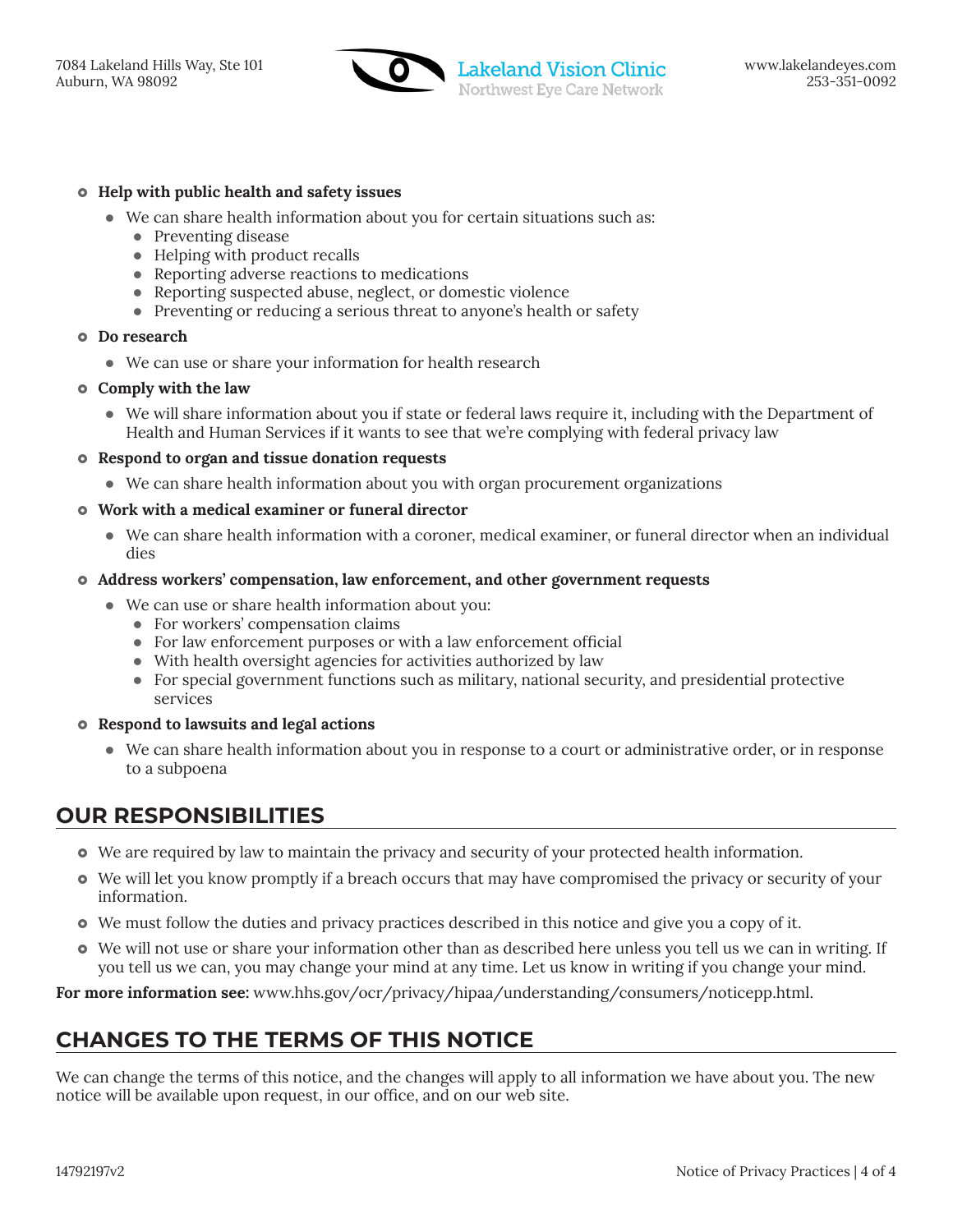- **Help with public health and safety issues**
  - We can share health information about you for certain situations such as:
    - Preventing disease
    - Helping with product recalls
    - Reporting adverse reactions to medications
    - Reporting suspected abuse, neglect, or domestic violence
    - Preventing or reducing a serious threat to anyone's health or safety
- **Do research**
  - We can use or share your information for health research
- **Comply with the law**
  - We will share information about you if state or federal laws require it, including with the Department of Health and Human Services if it wants to see that we're complying with federal privacy law
- **Respond to organ and tissue donation requests**
  - We can share health information about you with organ procurement organizations
- **Work with a medical examiner or funeral director**
  - We can share health information with a coroner, medical examiner, or funeral director when an individual dies
- **Address workers' compensation, law enforcement, and other government requests**
  - We can use or share health information about you:
    - For workers' compensation claims
    - For law enforcement purposes or with a law enforcement official
    - With health oversight agencies for activities authorized by law
    - For special government functions such as military, national security, and presidential protective services
- **Respond to lawsuits and legal actions**
  - We can share health information about you in response to a court or administrative order, or in response to a subpoena

## OUR RESPONSIBILITIES

- We are required by law to maintain the privacy and security of your protected health information.
- We will let you know promptly if a breach occurs that may have compromised the privacy or security of your information.
- We must follow the duties and privacy practices described in this notice and give you a copy of it.
- We will not use or share your information other than as described here unless you tell us we can in writing. If you tell us we can, you may change your mind at any time. Let us know in writing if you change your mind.

**For more information see:** www.hhs.gov/ocr/privacy/hipaa/understanding/consumers/noticepp.html.

## CHANGES TO THE TERMS OF THIS NOTICE

We can change the terms of this notice, and the changes will apply to all information we have about you. The new notice will be available upon request, in our office, and on our web site.